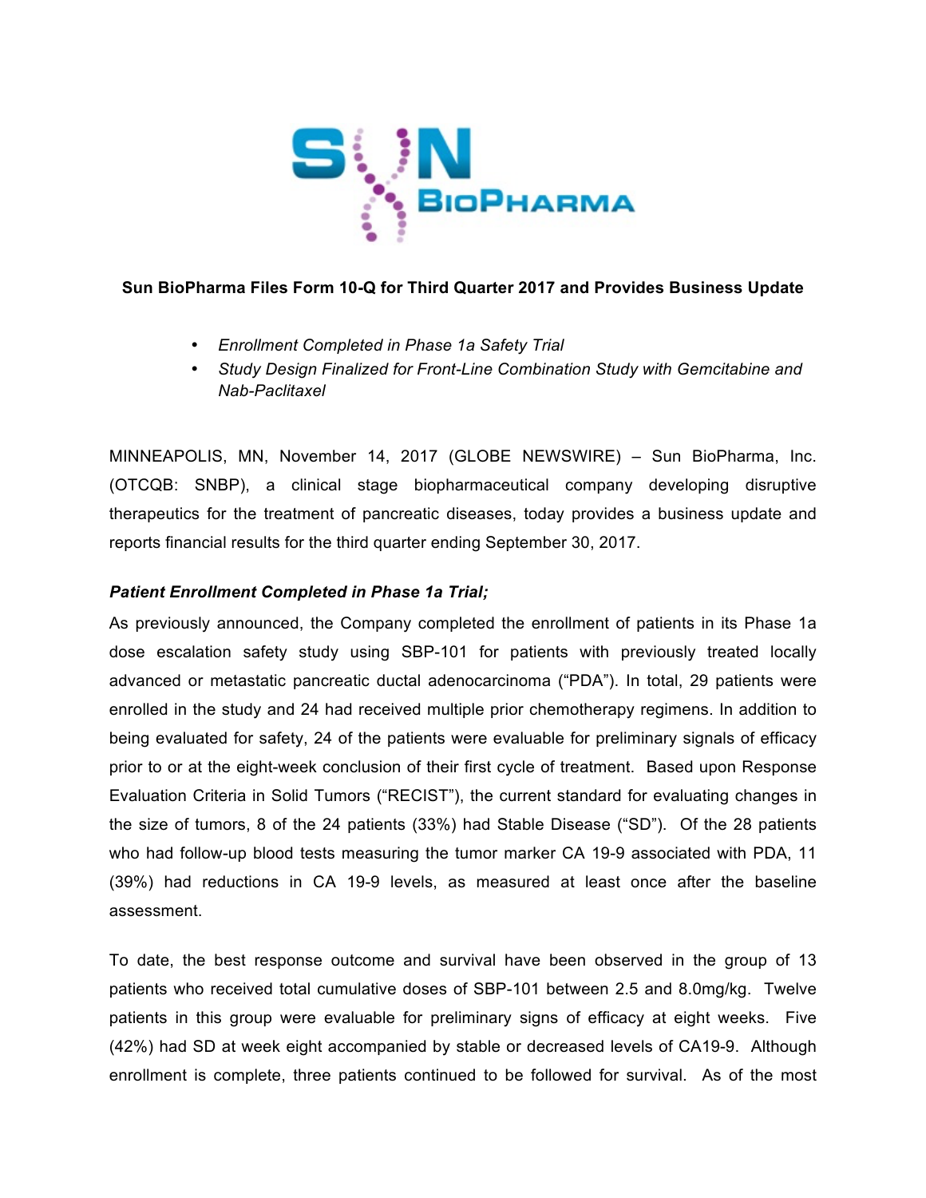**Sun BioPharma Files Form 10-Q for Third Quarter 2017 and Provides Business Update**

- *Enrollment Completed in Phase 1a Safety Trial*
- *Study Design Finalized for Front-Line Combination Study with Gemcitabine and Nab-Paclitaxel*

MINNEAPOLIS, MN, November 14, 2017 (GLOBE NEWSWIRE) – Sun BioPharma, Inc. (OTCQB: SNBP), a clinical stage biopharmaceutical company developing disruptive therapeutics for the treatment of pancreatic diseases, today provides a business update and reports financial results for the third quarter ending September 30, 2017.

***Patient Enrollment Completed in Phase 1a Trial;***

As previously announced, the Company completed the enrollment of patients in its Phase 1a dose escalation safety study using SBP-101 for patients with previously treated locally advanced or metastatic pancreatic ductal adenocarcinoma ("PDA"). In total, 29 patients were enrolled in the study and 24 had received multiple prior chemotherapy regimens. In addition to being evaluated for safety, 24 of the patients were evaluable for preliminary signals of efficacy prior to or at the eight-week conclusion of their first cycle of treatment. Based upon Response Evaluation Criteria in Solid Tumors ("RECIST"), the current standard for evaluating changes in the size of tumors, 8 of the 24 patients (33%) had Stable Disease ("SD"). Of the 28 patients who had follow-up blood tests measuring the tumor marker CA 19-9 associated with PDA, 11 (39%) had reductions in CA 19-9 levels, as measured at least once after the baseline assessment.

To date, the best response outcome and survival have been observed in the group of 13 patients who received total cumulative doses of SBP-101 between 2.5 and 8.0mg/kg. Twelve patients in this group were evaluable for preliminary signs of efficacy at eight weeks. Five (42%) had SD at week eight accompanied by stable or decreased levels of CA19-9. Although enrollment is complete, three patients continued to be followed for survival. As of the most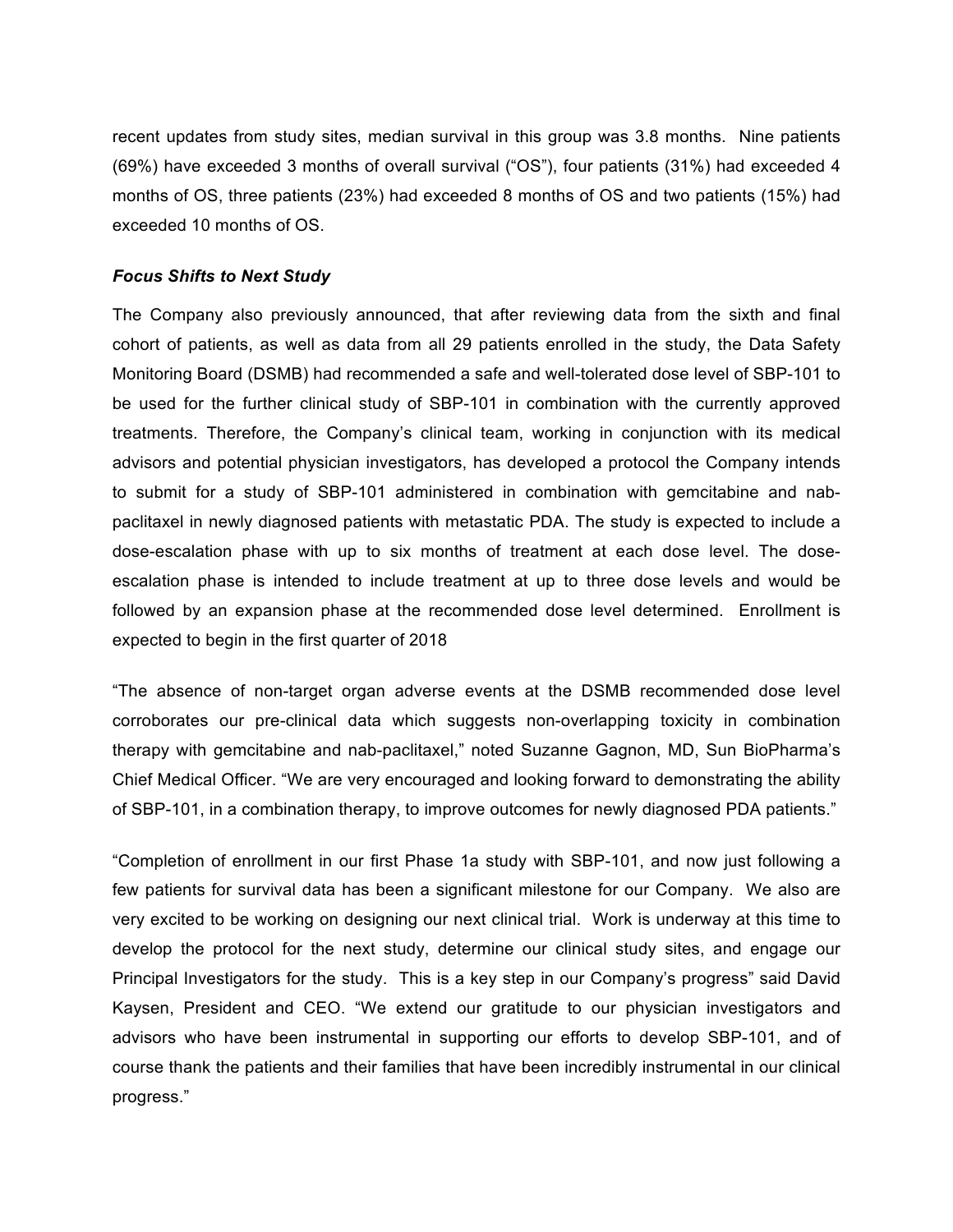recent updates from study sites, median survival in this group was 3.8 months. Nine patients (69%) have exceeded 3 months of overall survival ("OS"), four patients (31%) had exceeded 4 months of OS, three patients (23%) had exceeded 8 months of OS and two patients (15%) had exceeded 10 months of OS.

***Focus Shifts to Next Study***

The Company also previously announced, that after reviewing data from the sixth and final cohort of patients, as well as data from all 29 patients enrolled in the study, the Data Safety Monitoring Board (DSMB) had recommended a safe and well-tolerated dose level of SBP-101 to be used for the further clinical study of SBP-101 in combination with the currently approved treatments. Therefore, the Company's clinical team, working in conjunction with its medical advisors and potential physician investigators, has developed a protocol the Company intends to submit for a study of SBP-101 administered in combination with gemcitabine and nab-paclitaxel in newly diagnosed patients with metastatic PDA. The study is expected to include a dose-escalation phase with up to six months of treatment at each dose level. The dose-escalation phase is intended to include treatment at up to three dose levels and would be followed by an expansion phase at the recommended dose level determined. Enrollment is expected to begin in the first quarter of 2018

"The absence of non-target organ adverse events at the DSMB recommended dose level corroborates our pre-clinical data which suggests non-overlapping toxicity in combination therapy with gemcitabine and nab-paclitaxel," noted Suzanne Gagnon, MD, Sun BioPharma's Chief Medical Officer. "We are very encouraged and looking forward to demonstrating the ability of SBP-101, in a combination therapy, to improve outcomes for newly diagnosed PDA patients."

"Completion of enrollment in our first Phase 1a study with SBP-101, and now just following a few patients for survival data has been a significant milestone for our Company. We also are very excited to be working on designing our next clinical trial. Work is underway at this time to develop the protocol for the next study, determine our clinical study sites, and engage our Principal Investigators for the study. This is a key step in our Company's progress" said David Kaysen, President and CEO. "We extend our gratitude to our physician investigators and advisors who have been instrumental in supporting our efforts to develop SBP-101, and of course thank the patients and their families that have been incredibly instrumental in our clinical progress."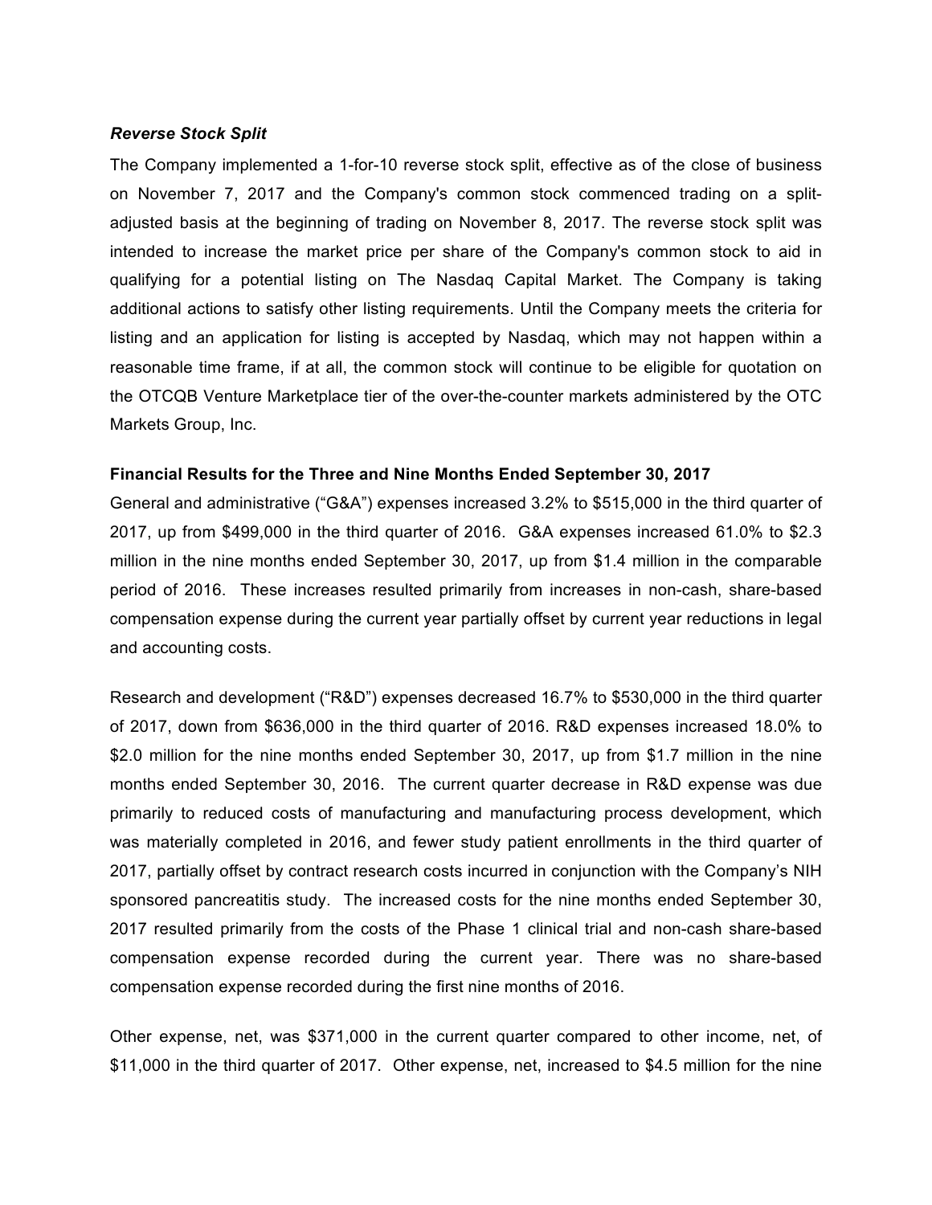### *Reverse Stock Split*

The Company implemented a 1-for-10 reverse stock split, effective as of the close of business on November 7, 2017 and the Company's common stock commenced trading on a split-adjusted basis at the beginning of trading on November 8, 2017. The reverse stock split was intended to increase the market price per share of the Company's common stock to aid in qualifying for a potential listing on The Nasdaq Capital Market. The Company is taking additional actions to satisfy other listing requirements. Until the Company meets the criteria for listing and an application for listing is accepted by Nasdaq, which may not happen within a reasonable time frame, if at all, the common stock will continue to be eligible for quotation on the OTCQB Venture Marketplace tier of the over-the-counter markets administered by the OTC Markets Group, Inc.

**Financial Results for the Three and Nine Months Ended September 30, 2017**

General and administrative ("G&A") expenses increased 3.2% to $515,000 in the third quarter of 2017, up from $499,000 in the third quarter of 2016. G&A expenses increased 61.0% to $2.3 million in the nine months ended September 30, 2017, up from $1.4 million in the comparable period of 2016. These increases resulted primarily from increases in non-cash, share-based compensation expense during the current year partially offset by current year reductions in legal and accounting costs.

Research and development ("R&D") expenses decreased 16.7% to $530,000 in the third quarter of 2017, down from $636,000 in the third quarter of 2016. R&D expenses increased 18.0% to $2.0 million for the nine months ended September 30, 2017, up from $1.7 million in the nine months ended September 30, 2016. The current quarter decrease in R&D expense was due primarily to reduced costs of manufacturing and manufacturing process development, which was materially completed in 2016, and fewer study patient enrollments in the third quarter of 2017, partially offset by contract research costs incurred in conjunction with the Company's NIH sponsored pancreatitis study. The increased costs for the nine months ended September 30, 2017 resulted primarily from the costs of the Phase 1 clinical trial and non-cash share-based compensation expense recorded during the current year. There was no share-based compensation expense recorded during the first nine months of 2016.

Other expense, net, was $371,000 in the current quarter compared to other income, net, of $11,000 in the third quarter of 2017. Other expense, net, increased to $4.5 million for the nine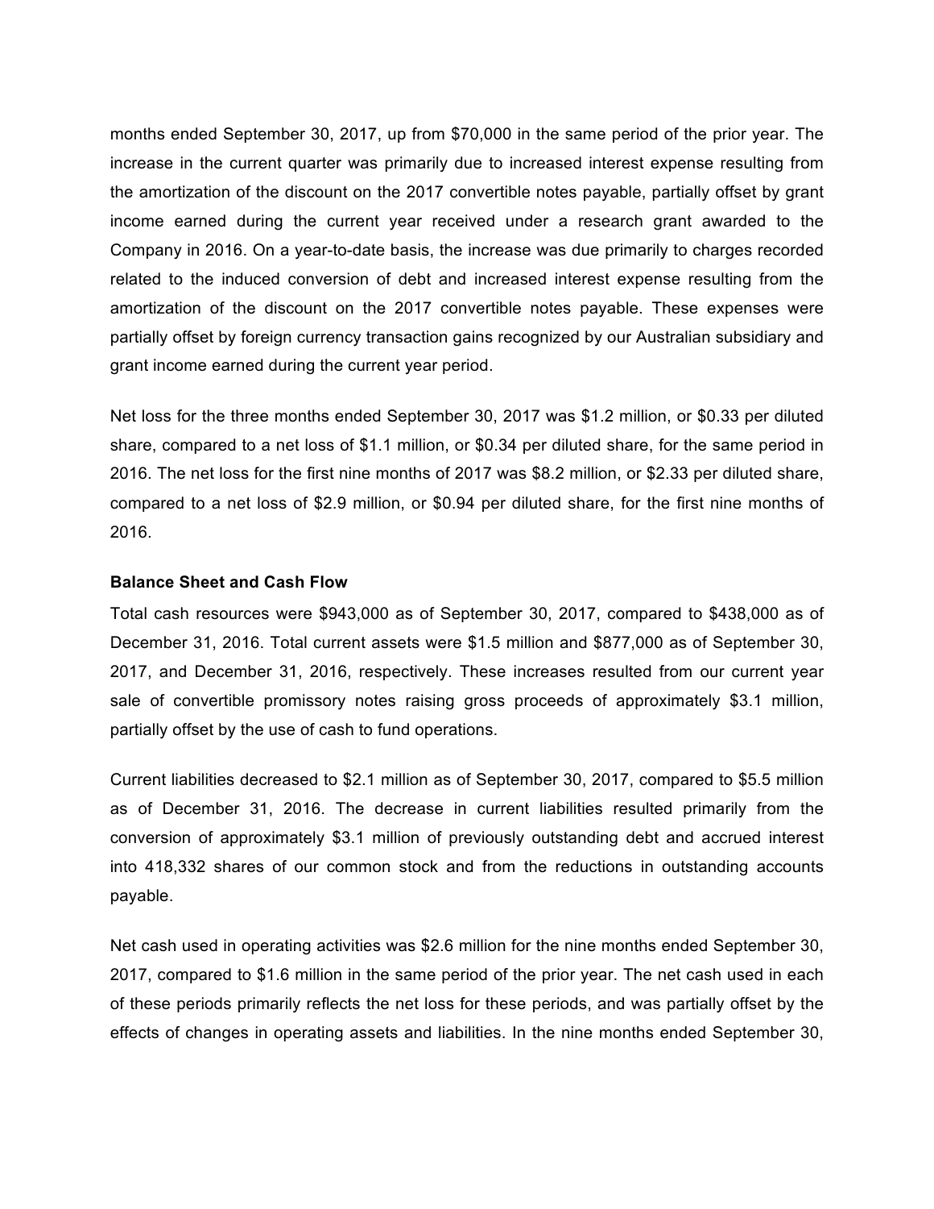months ended September 30, 2017, up from $70,000 in the same period of the prior year. The increase in the current quarter was primarily due to increased interest expense resulting from the amortization of the discount on the 2017 convertible notes payable, partially offset by grant income earned during the current year received under a research grant awarded to the Company in 2016. On a year-to-date basis, the increase was due primarily to charges recorded related to the induced conversion of debt and increased interest expense resulting from the amortization of the discount on the 2017 convertible notes payable. These expenses were partially offset by foreign currency transaction gains recognized by our Australian subsidiary and grant income earned during the current year period.

Net loss for the three months ended September 30, 2017 was $1.2 million, or $0.33 per diluted share, compared to a net loss of $1.1 million, or $0.34 per diluted share, for the same period in 2016. The net loss for the first nine months of 2017 was $8.2 million, or $2.33 per diluted share, compared to a net loss of $2.9 million, or $0.94 per diluted share, for the first nine months of 2016.

**Balance Sheet and Cash Flow**

Total cash resources were $943,000 as of September 30, 2017, compared to $438,000 as of December 31, 2016. Total current assets were $1.5 million and $877,000 as of September 30, 2017, and December 31, 2016, respectively. These increases resulted from our current year sale of convertible promissory notes raising gross proceeds of approximately $3.1 million, partially offset by the use of cash to fund operations.

Current liabilities decreased to $2.1 million as of September 30, 2017, compared to $5.5 million as of December 31, 2016. The decrease in current liabilities resulted primarily from the conversion of approximately $3.1 million of previously outstanding debt and accrued interest into 418,332 shares of our common stock and from the reductions in outstanding accounts payable.

Net cash used in operating activities was $2.6 million for the nine months ended September 30, 2017, compared to $1.6 million in the same period of the prior year. The net cash used in each of these periods primarily reflects the net loss for these periods, and was partially offset by the effects of changes in operating assets and liabilities. In the nine months ended September 30,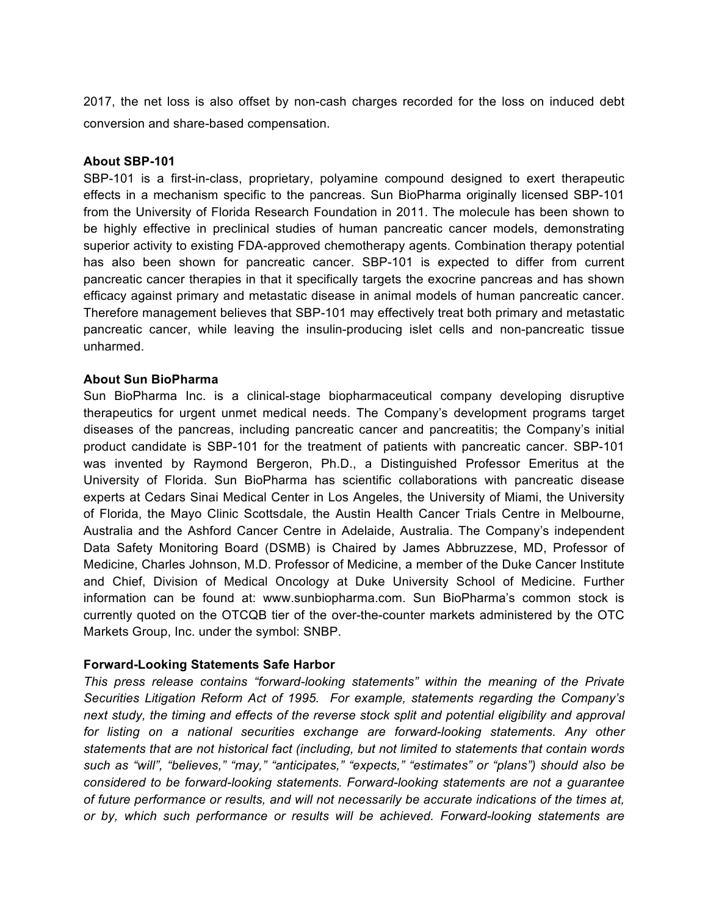2017, the net loss is also offset by non-cash charges recorded for the loss on induced debt conversion and share-based compensation.

**About SBP-101**

SBP-101 is a first-in-class, proprietary, polyamine compound designed to exert therapeutic effects in a mechanism specific to the pancreas. Sun BioPharma originally licensed SBP-101 from the University of Florida Research Foundation in 2011. The molecule has been shown to be highly effective in preclinical studies of human pancreatic cancer models, demonstrating superior activity to existing FDA-approved chemotherapy agents. Combination therapy potential has also been shown for pancreatic cancer. SBP-101 is expected to differ from current pancreatic cancer therapies in that it specifically targets the exocrine pancreas and has shown efficacy against primary and metastatic disease in animal models of human pancreatic cancer. Therefore management believes that SBP-101 may effectively treat both primary and metastatic pancreatic cancer, while leaving the insulin-producing islet cells and non-pancreatic tissue unharmed.

**About Sun BioPharma**

Sun BioPharma Inc. is a clinical-stage biopharmaceutical company developing disruptive therapeutics for urgent unmet medical needs. The Company's development programs target diseases of the pancreas, including pancreatic cancer and pancreatitis; the Company's initial product candidate is SBP-101 for the treatment of patients with pancreatic cancer. SBP-101 was invented by Raymond Bergeron, Ph.D., a Distinguished Professor Emeritus at the University of Florida. Sun BioPharma has scientific collaborations with pancreatic disease experts at Cedars Sinai Medical Center in Los Angeles, the University of Miami, the University of Florida, the Mayo Clinic Scottsdale, the Austin Health Cancer Trials Centre in Melbourne, Australia and the Ashford Cancer Centre in Adelaide, Australia. The Company's independent Data Safety Monitoring Board (DSMB) is Chaired by James Abbruzzese, MD, Professor of Medicine, Charles Johnson, M.D. Professor of Medicine, a member of the Duke Cancer Institute and Chief, Division of Medical Oncology at Duke University School of Medicine. Further information can be found at: www.sunbiopharma.com. Sun BioPharma's common stock is currently quoted on the OTCQB tier of the over-the-counter markets administered by the OTC Markets Group, Inc. under the symbol: SNBP.

**Forward-Looking Statements Safe Harbor**

*This press release contains "forward-looking statements" within the meaning of the Private Securities Litigation Reform Act of 1995. For example, statements regarding the Company's next study, the timing and effects of the reverse stock split and potential eligibility and approval for listing on a national securities exchange are forward-looking statements. Any other statements that are not historical fact (including, but not limited to statements that contain words such as "will", "believes," "may," "anticipates," "expects," "estimates" or "plans") should also be considered to be forward-looking statements. Forward-looking statements are not a guarantee of future performance or results, and will not necessarily be accurate indications of the times at, or by, which such performance or results will be achieved. Forward-looking statements are*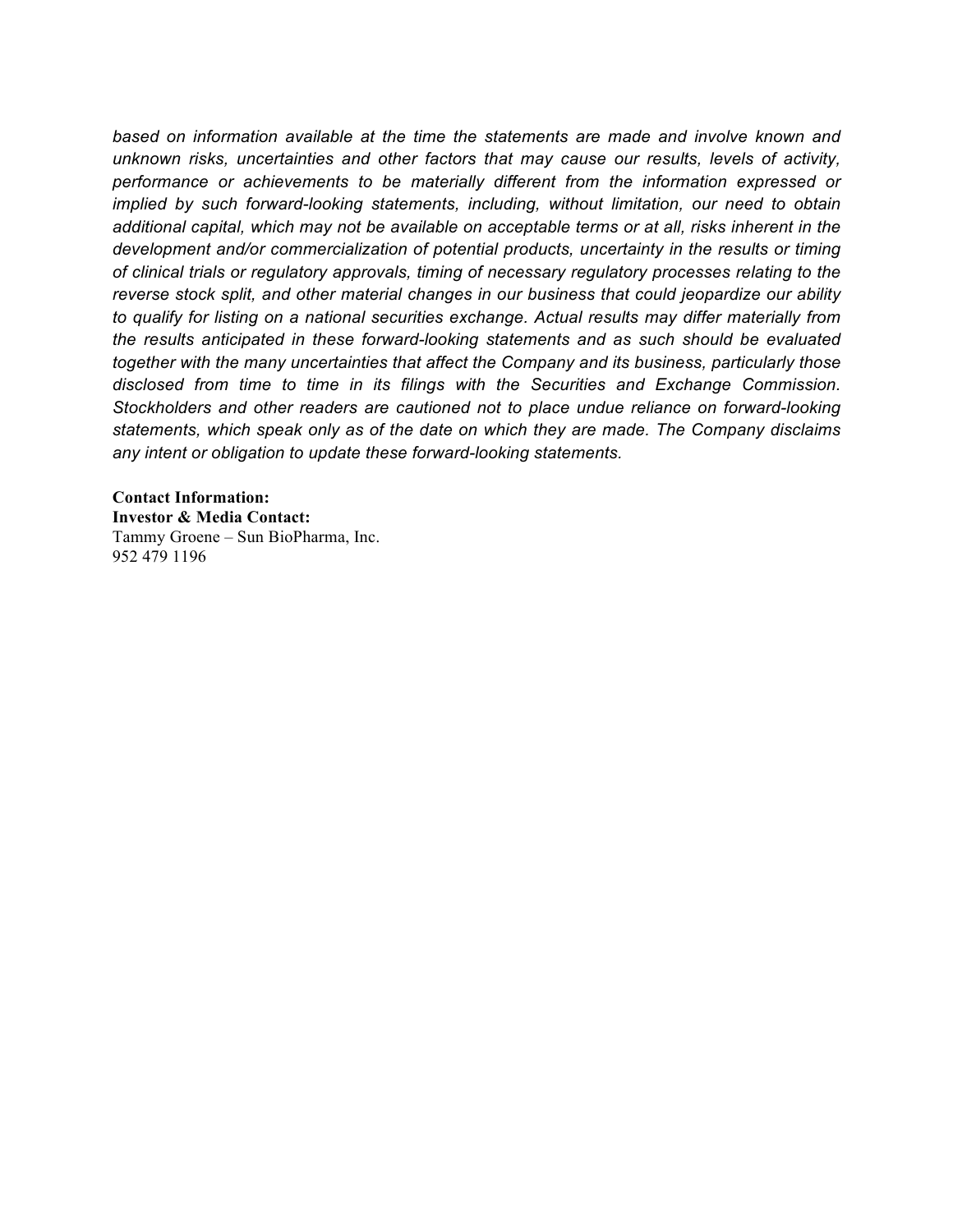*based on information available at the time the statements are made and involve known and unknown risks, uncertainties and other factors that may cause our results, levels of activity, performance or achievements to be materially different from the information expressed or implied by such forward-looking statements, including, without limitation, our need to obtain additional capital, which may not be available on acceptable terms or at all, risks inherent in the development and/or commercialization of potential products, uncertainty in the results or timing of clinical trials or regulatory approvals, timing of necessary regulatory processes relating to the reverse stock split, and other material changes in our business that could jeopardize our ability to qualify for listing on a national securities exchange. Actual results may differ materially from the results anticipated in these forward-looking statements and as such should be evaluated together with the many uncertainties that affect the Company and its business, particularly those disclosed from time to time in its filings with the Securities and Exchange Commission. Stockholders and other readers are cautioned not to place undue reliance on forward-looking statements, which speak only as of the date on which they are made. The Company disclaims any intent or obligation to update these forward-looking statements.*

**Contact Information:**
**Investor & Media Contact:**
Tammy Groene – Sun BioPharma, Inc.
952 479 1196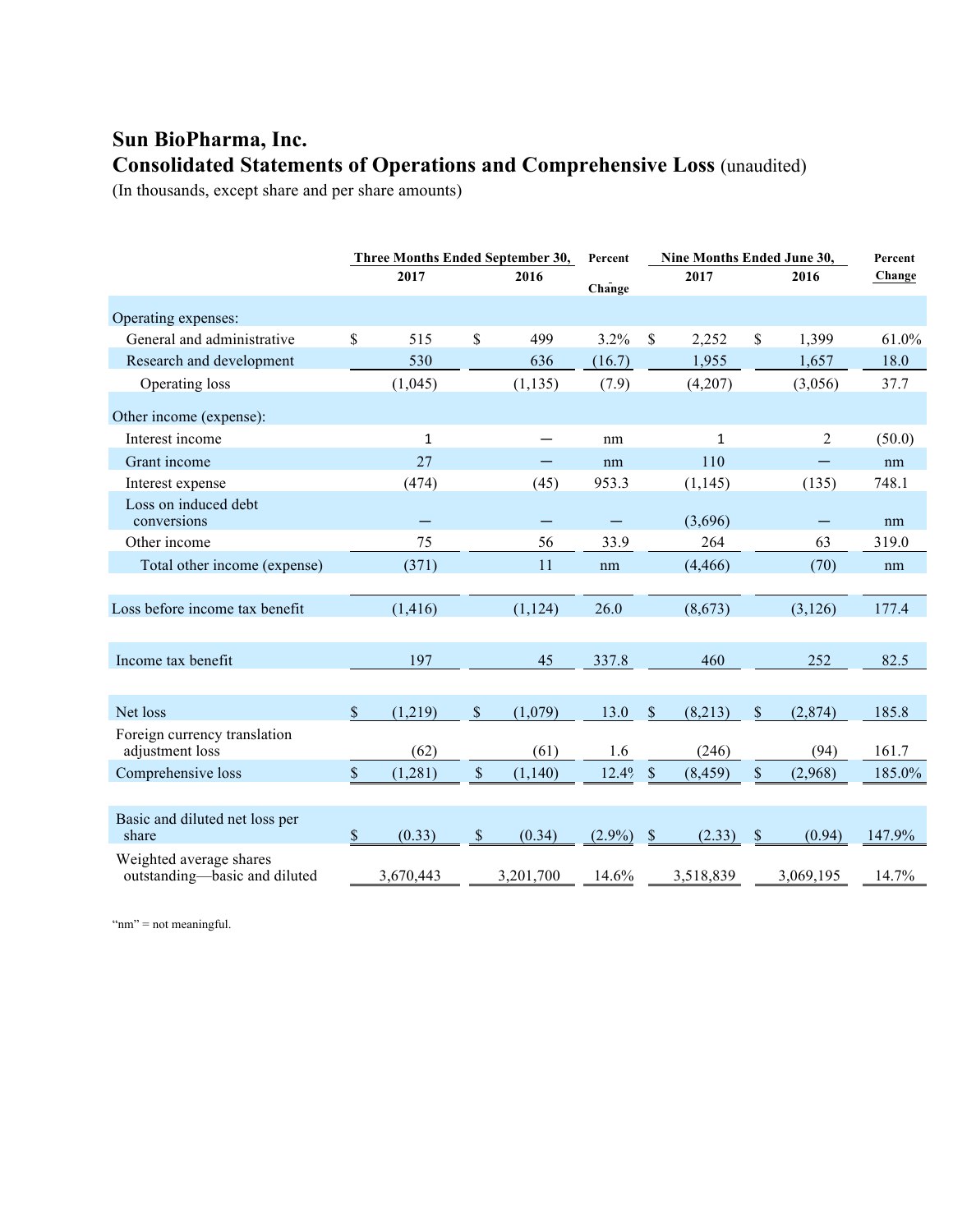# Sun BioPharma, Inc.

## Consolidated Statements of Operations and Comprehensive Loss (unaudited)

(In thousands, except share and per share amounts)

| | Three Months Ended September 30, | | Percent | Nine Months Ended June 30, | | Percent |
|---|---|---|---|---|---|---|
| | 2017 | 2016 | Change | 2017 | 2016 | Change |
| Operating expenses: | | | | | | |
| General and administrative | $ 515 | $ 499 | 3.2% | $ 2,252 | $ 1,399 | 61.0% |
| Research and development | 530 | 636 | (16.7) | 1,955 | 1,657 | 18.0 |
| Operating loss | (1,045) | (1,135) | (7.9) | (4,207) | (3,056) | 37.7 |
| Other income (expense): | | | | | | |
| Interest income | 1 | — | nm | 1 | 2 | (50.0) |
| Grant income | 27 | — | nm | 110 | — | nm |
| Interest expense | (474) | (45) | 953.3 | (1,145) | (135) | 748.1 |
| Loss on induced debt conversions | — | — | — | (3,696) | — | nm |
| Other income | 75 | 56 | 33.9 | 264 | 63 | 319.0 |
| Total other income (expense) | (371) | 11 | nm | (4,466) | (70) | nm |
| Loss before income tax benefit | (1,416) | (1,124) | 26.0 | (8,673) | (3,126) | 177.4 |
| Income tax benefit | 197 | 45 | 337.8 | 460 | 252 | 82.5 |
| Net loss | $ (1,219) | $ (1,079) | 13.0 | $ (8,213) | $ (2,874) | 185.8 |
| Foreign currency translation adjustment loss | (62) | (61) | 1.6 | (246) | (94) | 161.7 |
| Comprehensive loss | $ (1,281) | $ (1,140) | 12.4% | $ (8,459) | $ (2,968) | 185.0% |
| Basic and diluted net loss per share | $ (0.33) | $ (0.34) | (2.9%) | $ (2.33) | $ (0.94) | 147.9% |
| Weighted average shares outstanding—basic and diluted | 3,670,443 | 3,201,700 | 14.6% | 3,518,839 | 3,069,195 | 14.7% |

"nm" = not meaningful.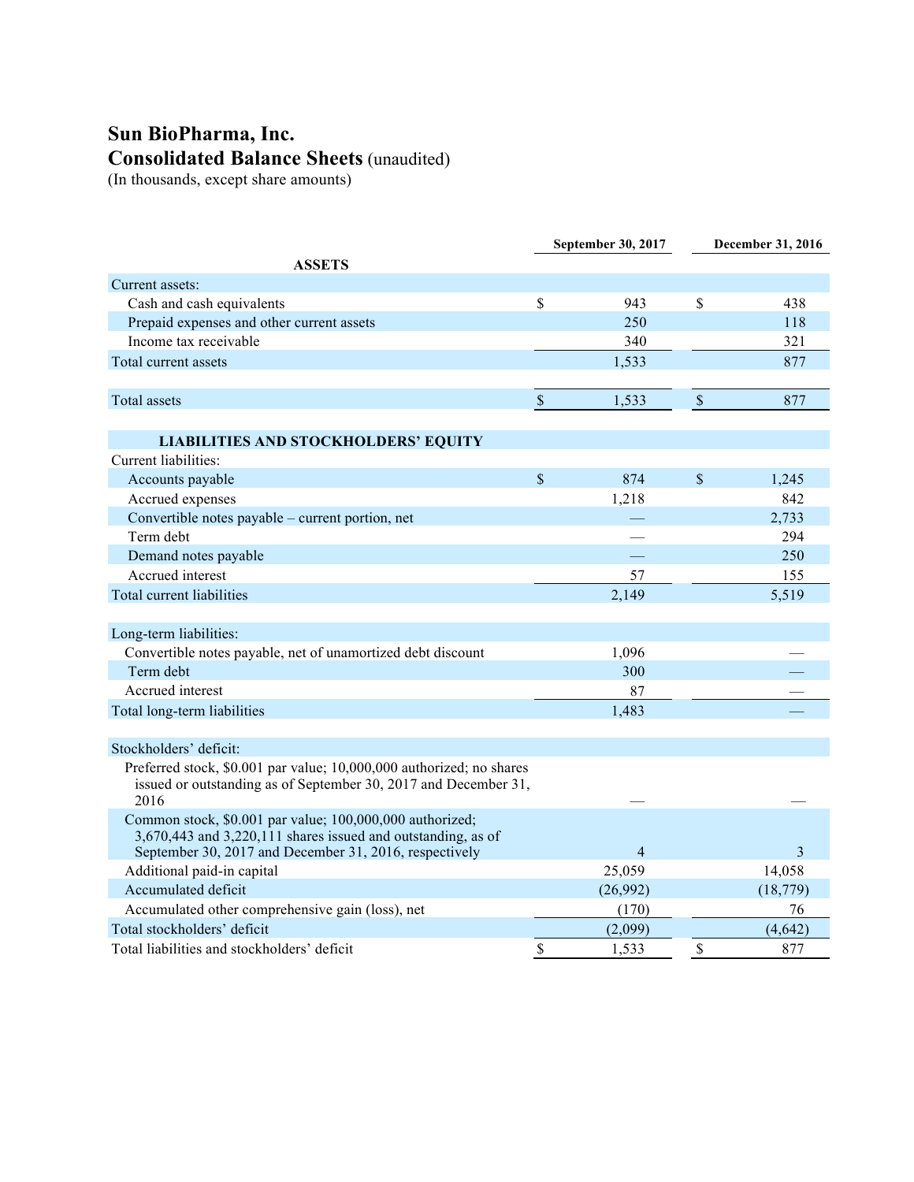# Sun BioPharma, Inc.

## Consolidated Balance Sheets (unaudited)

(In thousands, except share amounts)

| | September 30, 2017 | December 31, 2016 |
|---|---|---|
| **ASSETS** | | |
| Current assets: | | |
| Cash and cash equivalents | $ 943 | $ 438 |
| Prepaid expenses and other current assets | 250 | 118 |
| Income tax receivable | 340 | 321 |
| Total current assets | 1,533 | 877 |
| Total assets | $ 1,533 | $ 877 |
| **LIABILITIES AND STOCKHOLDERS' EQUITY** | | |
| Current liabilities: | | |
| Accounts payable | $ 874 | $ 1,245 |
| Accrued expenses | 1,218 | 842 |
| Convertible notes payable – current portion, net | — | 2,733 |
| Term debt | — | 294 |
| Demand notes payable | — | 250 |
| Accrued interest | 57 | 155 |
| Total current liabilities | 2,149 | 5,519 |
| Long-term liabilities: | | |
| Convertible notes payable, net of unamortized debt discount | 1,096 | — |
| Term debt | 300 | — |
| Accrued interest | 87 | — |
| Total long-term liabilities | 1,483 | — |
| Stockholders' deficit: | | |
| Preferred stock, $0.001 par value; 10,000,000 authorized; no shares issued or outstanding as of September 30, 2017 and December 31, 2016 | — | — |
| Common stock, $0.001 par value; 100,000,000 authorized; 3,670,443 and 3,220,111 shares issued and outstanding, as of September 30, 2017 and December 31, 2016, respectively | 4 | 3 |
| Additional paid-in capital | 25,059 | 14,058 |
| Accumulated deficit | (26,992) | (18,779) |
| Accumulated other comprehensive gain (loss), net | (170) | 76 |
| Total stockholders' deficit | (2,099) | (4,642) |
| Total liabilities and stockholders' deficit | $ 1,533 | $ 877 |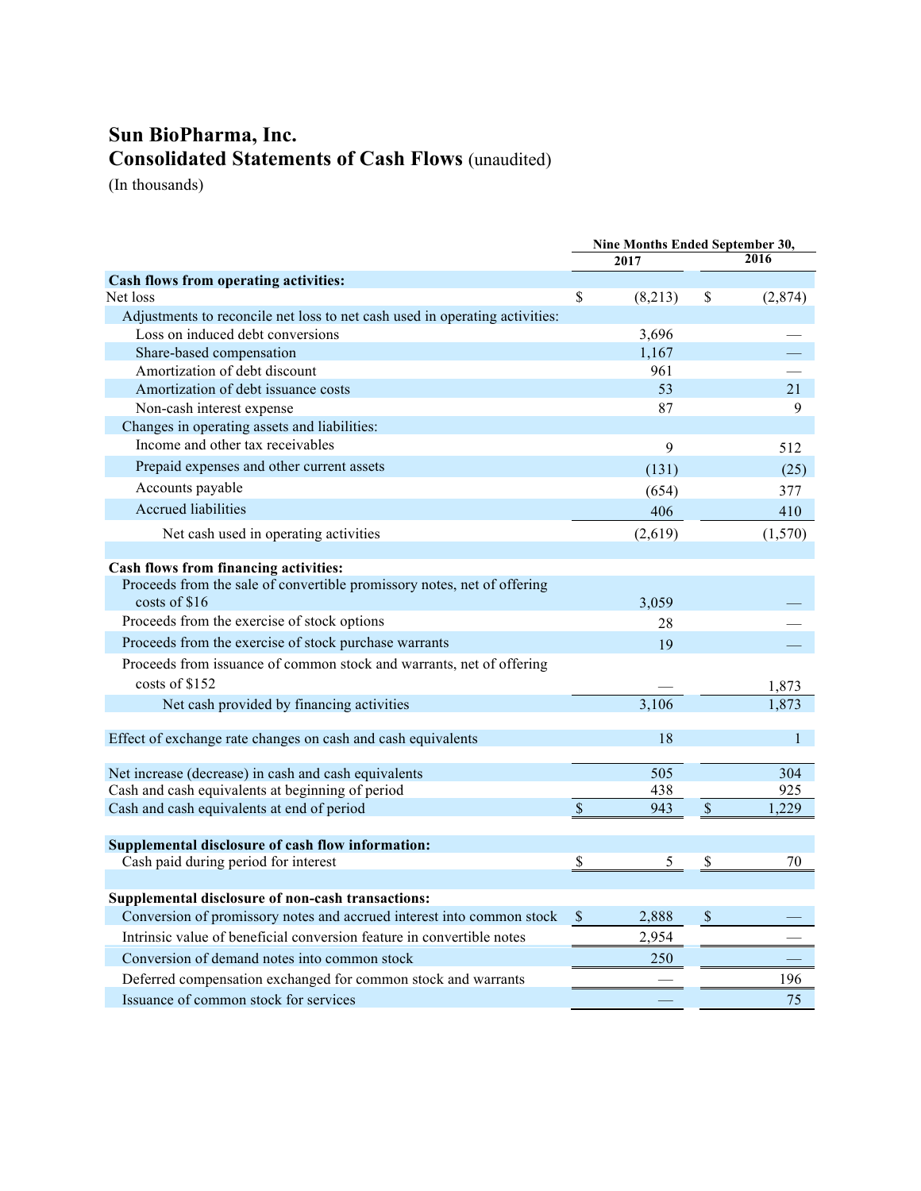# Sun BioPharma, Inc.

## Consolidated Statements of Cash Flows (unaudited)

(In thousands)

| | Nine Months Ended September 30, 2017 | Nine Months Ended September 30, 2016 |
|---|---|---|
| **Cash flows from operating activities:** | | |
| Net loss | $ (8,213) | $ (2,874) |
| Adjustments to reconcile net loss to net cash used in operating activities: | | |
| Loss on induced debt conversions | 3,696 | — |
| Share-based compensation | 1,167 | — |
| Amortization of debt discount | 961 | — |
| Amortization of debt issuance costs | 53 | 21 |
| Non-cash interest expense | 87 | 9 |
| Changes in operating assets and liabilities: | | |
| Income and other tax receivables | 9 | 512 |
| Prepaid expenses and other current assets | (131) | (25) |
| Accounts payable | (654) | 377 |
| Accrued liabilities | 406 | 410 |
| Net cash used in operating activities | (2,619) | (1,570) |
| | | |
| **Cash flows from financing activities:** | | |
| Proceeds from the sale of convertible promissory notes, net of offering costs of $16 | 3,059 | — |
| Proceeds from the exercise of stock options | 28 | — |
| Proceeds from the exercise of stock purchase warrants | 19 | — |
| Proceeds from issuance of common stock and warrants, net of offering costs of $152 | — | 1,873 |
| Net cash provided by financing activities | 3,106 | 1,873 |
| | | |
| Effect of exchange rate changes on cash and cash equivalents | 18 | 1 |
| | | |
| Net increase (decrease) in cash and cash equivalents | 505 | 304 |
| Cash and cash equivalents at beginning of period | 438 | 925 |
| Cash and cash equivalents at end of period | $ 943 | $ 1,229 |
| | | |
| **Supplemental disclosure of cash flow information:** | | |
| Cash paid during period for interest | $ 5 | $ 70 |
| | | |
| **Supplemental disclosure of non-cash transactions:** | | |
| Conversion of promissory notes and accrued interest into common stock | $ 2,888 | $ — |
| Intrinsic value of beneficial conversion feature in convertible notes | 2,954 | — |
| Conversion of demand notes into common stock | 250 | — |
| Deferred compensation exchanged for common stock and warrants | — | 196 |
| Issuance of common stock for services | — | 75 |